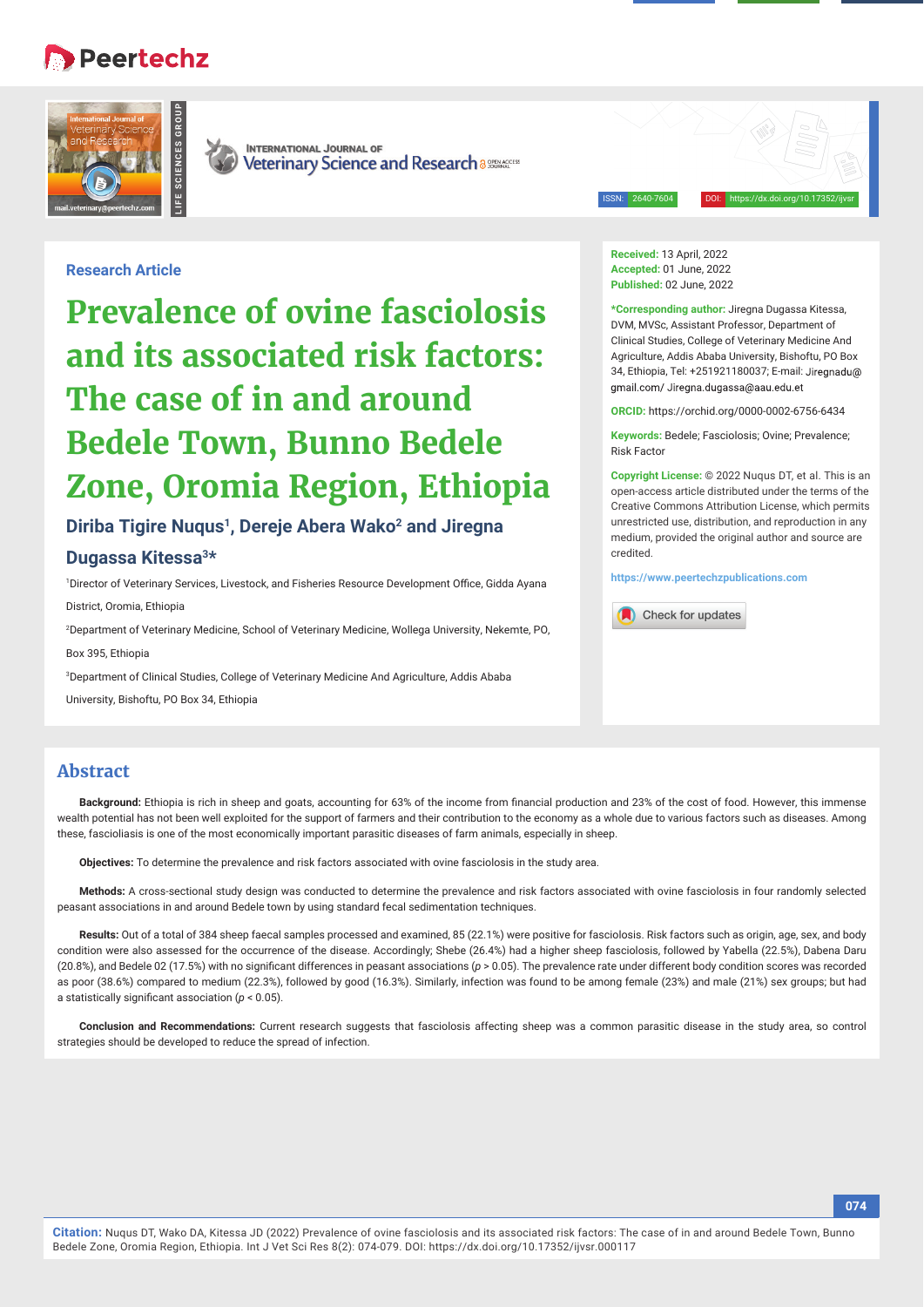Research Article

# Prevalence of ovine fasciolosis and its associated risk factors: The case of in and around Bedele Town, Bunno Bedele Zone, Oromia Region, Ethiopia

**Diriba Tigire Nuqus[1], Dereje Abera Wako[2] and Jiregna Dugassa Kitessa[3]***

[1]Director of Veterinary Services, Livestock, and Fisheries Resource Development Office, Gidda Ayana District, Oromia, Ethiopia

[2]Department of Veterinary Medicine, School of Veterinary Medicine, Wollega University, Nekemte, PO, Box 395, Ethiopia

[3]Department of Clinical Studies, College of Veterinary Medicine And Agriculture, Addis Ababa University, Bishoftu, PO Box 34, Ethiopia

**Received:** 13 April, 2022
**Accepted:** 01 June, 2022
**Published:** 02 June, 2022

***Corresponding author:** Jiregna Dugassa Kitessa, DVM, MVSc, Assistant Professor, Department of Clinical Studies, College of Veterinary Medicine And Agriculture, Addis Ababa University, Bishoftu, PO Box 34, Ethiopia, Tel: +251921180037; E-mail: Jiregnadu@gmail.com/ Jiregna.dugassa@aau.edu.et

**ORCID:** https://orchid.org/0000-0002-6756-6434

**Keywords:** Bedele; Fasciolosis; Ovine; Prevalence; Risk Factor

**Copyright License:** © 2022 Nuqus DT, et al. This is an open-access article distributed under the terms of the Creative Commons Attribution License, which permits unrestricted use, distribution, and reproduction in any medium, provided the original author and source are credited.

https://www.peertechzpublications.com

## Abstract

**Background:** Ethiopia is rich in sheep and goats, accounting for 63% of the income from financial production and 23% of the cost of food. However, this immense wealth potential has not been well exploited for the support of farmers and their contribution to the economy as a whole due to various factors such as diseases. Among these, fascioliasis is one of the most economically important parasitic diseases of farm animals, especially in sheep.

**Objectives:** To determine the prevalence and risk factors associated with ovine fasciolosis in the study area.

**Methods:** A cross-sectional study design was conducted to determine the prevalence and risk factors associated with ovine fasciolosis in four randomly selected peasant associations in and around Bedele town by using standard fecal sedimentation techniques.

**Results:** Out of a total of 384 sheep faecal samples processed and examined, 85 (22.1%) were positive for fasciolosis. Risk factors such as origin, age, sex, and body condition were also assessed for the occurrence of the disease. Accordingly; Shebe (26.4%) had a higher sheep fasciolosis, followed by Yabella (22.5%), Dabena Daru (20.8%), and Bedele 02 (17.5%) with no significant differences in peasant associations ($p > 0.05$). The prevalence rate under different body condition scores was recorded as poor (38.6%) compared to medium (22.3%), followed by good (16.3%). Similarly, infection was found to be among female (23%) and male (21%) sex groups; but had a statistically significant association ($p < 0.05$).

**Conclusion and Recommendations:** Current research suggests that fasciolosis affecting sheep was a common parasitic disease in the study area, so control strategies should be developed to reduce the spread of infection.

**Citation:** Nuqus DT, Wako DA, Kitessa JD (2022) Prevalence of ovine fasciolosis and its associated risk factors: The case of in and around Bedele Town, Bunno Bedele Zone, Oromia Region, Ethiopia. Int J Vet Sci Res 8(2): 074-079. DOI: https://dx.doi.org/10.17352/ijvsr.000117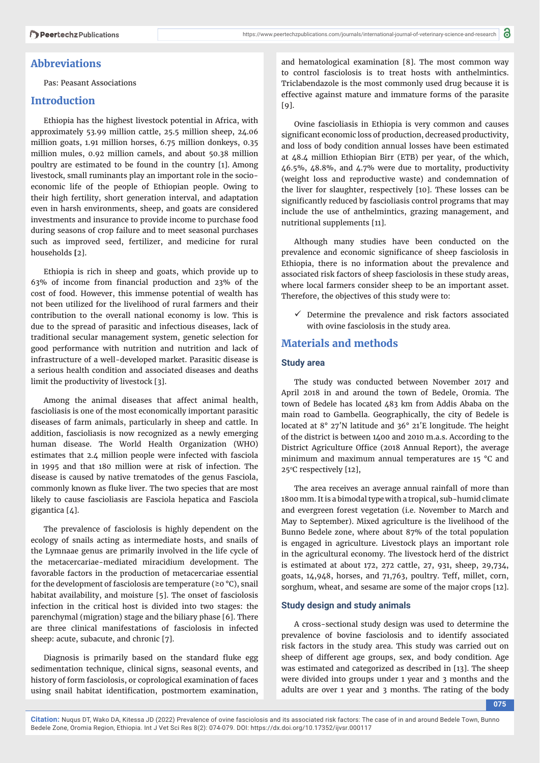## Abbreviations

Pas: Peasant Associations

## Introduction

Ethiopia has the highest livestock potential in Africa, with approximately 53.99 million cattle, 25.5 million sheep, 24.06 million goats, 1.91 million horses, 6.75 million donkeys, 0.35 million mules, 0.92 million camels, and about 50.38 million poultry are estimated to be found in the country [1]. Among livestock, small ruminants play an important role in the socio-economic life of the people of Ethiopian people. Owing to their high fertility, short generation interval, and adaptation even in harsh environments, sheep, and goats are considered investments and insurance to provide income to purchase food during seasons of crop failure and to meet seasonal purchases such as improved seed, fertilizer, and medicine for rural households [2].

Ethiopia is rich in sheep and goats, which provide up to 63% of income from financial production and 23% of the cost of food. However, this immense potential of wealth has not been utilized for the livelihood of rural farmers and their contribution to the overall national economy is low. This is due to the spread of parasitic and infectious diseases, lack of traditional secular management system, genetic selection for good performance with nutrition and nutrition and lack of infrastructure of a well-developed market. Parasitic disease is a serious health condition and associated diseases and deaths limit the productivity of livestock [3].

Among the animal diseases that affect animal health, fascioliasis is one of the most economically important parasitic diseases of farm animals, particularly in sheep and cattle. In addition, fascioliasis is now recognized as a newly emerging human disease. The World Health Organization (WHO) estimates that 2.4 million people were infected with fasciola in 1995 and that 180 million were at risk of infection. The disease is caused by native trematodes of the genus Fasciola, commonly known as fluke liver. The two species that are most likely to cause fascioliasis are Fasciola hepatica and Fasciola gigantica [4].

The prevalence of fasciolosis is highly dependent on the ecology of snails acting as intermediate hosts, and snails of the Lymnaae genus are primarily involved in the life cycle of the metacercariae-mediated miracidium development. The favorable factors in the production of metacercariae essential for the development of fasciolosis are temperature (≥0 °C), snail habitat availability, and moisture [5]. The onset of fasciolosis infection in the critical host is divided into two stages: the parenchymal (migration) stage and the biliary phase [6]. There are three clinical manifestations of fasciolosis in infected sheep: acute, subacute, and chronic [7].

Diagnosis is primarily based on the standard fluke egg sedimentation technique, clinical signs, seasonal events, and history of form fasciolosis, or coprological examination of faces using snail habitat identification, postmortem examination, and hematological examination [8]. The most common way to control fasciolosis is to treat hosts with anthelmintics. Triclabendazole is the most commonly used drug because it is effective against mature and immature forms of the parasite [9].

Ovine fascioliasis in Ethiopia is very common and causes significant economic loss of production, decreased productivity, and loss of body condition annual losses have been estimated at 48.4 million Ethiopian Birr (ETB) per year, of the which, 46.5%, 48.8%, and 4.7% were due to mortality, productivity (weight loss and reproductive waste) and condemnation of the liver for slaughter, respectively [10]. These losses can be significantly reduced by fascioliasis control programs that may include the use of anthelmintics, grazing management, and nutritional supplements [11].

Although many studies have been conducted on the prevalence and economic significance of sheep fasciolosis in Ethiopia, there is no information about the prevalence and associated risk factors of sheep fasciolosis in these study areas, where local farmers consider sheep to be an important asset. Therefore, the objectives of this study were to:

- ✓ Determine the prevalence and risk factors associated with ovine fasciolosis in the study area.

## Materials and methods

### Study area

The study was conducted between November 2017 and April 2018 in and around the town of Bedele, Oromia. The town of Bedele has located 483 km from Addis Ababa on the main road to Gambella. Geographically, the city of Bedele is located at 8° 27′N latitude and 36° 21′E longitude. The height of the district is between 1400 and 2010 m.a.s. According to the District Agriculture Office (2018 Annual Report), the average minimum and maximum annual temperatures are 15 °C and 25°C respectively [12],

The area receives an average annual rainfall of more than 1800 mm. It is a bimodal type with a tropical, sub-humid climate and evergreen forest vegetation (i.e. November to March and May to September). Mixed agriculture is the livelihood of the Bunno Bedele zone, where about 87% of the total population is engaged in agriculture. Livestock plays an important role in the agricultural economy. The livestock herd of the district is estimated at about 172, 272 cattle, 27, 931, sheep, 29,734, goats, 14,948, horses, and 71,763, poultry. Teff, millet, corn, sorghum, wheat, and sesame are some of the major crops [12].

### Study design and study animals

A cross-sectional study design was used to determine the prevalence of bovine fasciolosis and to identify associated risk factors in the study area. This study was carried out on sheep of different age groups, sex, and body condition. Age was estimated and categorized as described in [13]. The sheep were divided into groups under 1 year and 3 months and the adults are over 1 year and 3 months. The rating of the body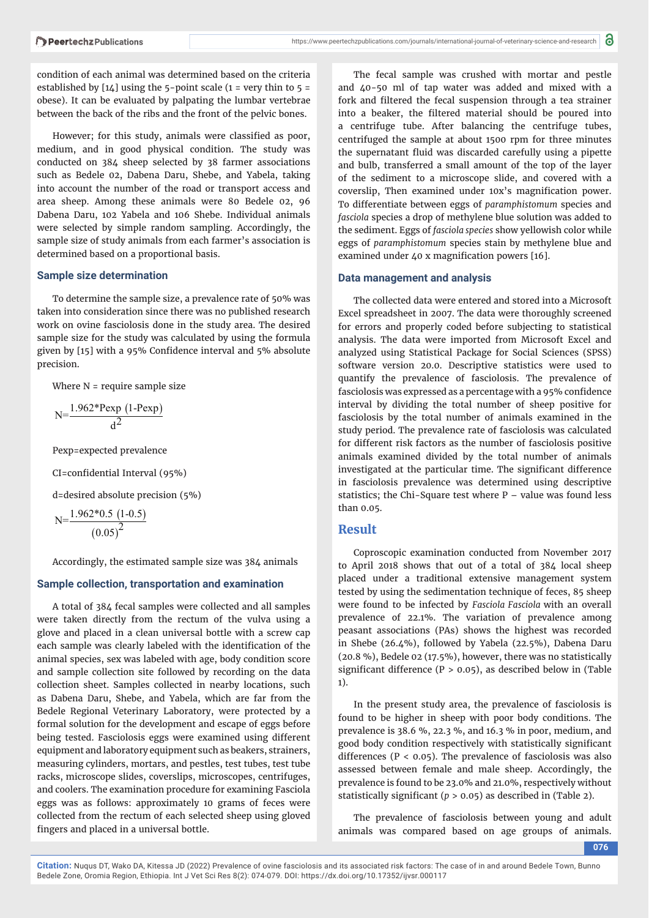condition of each animal was determined based on the criteria established by [14] using the 5-point scale (1 = very thin to 5 = obese). It can be evaluated by palpating the lumbar vertebrae between the back of the ribs and the front of the pelvic bones.

However; for this study, animals were classified as poor, medium, and in good physical condition. The study was conducted on 384 sheep selected by 38 farmer associations such as Bedele 02, Dabena Daru, Shebe, and Yabela, taking into account the number of the road or transport access and area sheep. Among these animals were 80 Bedele 02, 96 Dabena Daru, 102 Yabela and 106 Shebe. Individual animals were selected by simple random sampling. Accordingly, the sample size of study animals from each farmer's association is determined based on a proportional basis.

### Sample size determination

To determine the sample size, a prevalence rate of 50% was taken into consideration since there was no published research work on ovine fasciolosis done in the study area. The desired sample size for the study was calculated by using the formula given by [15] with a 95% Confidence interval and 5% absolute precision.

Where N = require sample size

$$N=\frac{1.96^2 * Pexp\ (1\text{-}Pexp)}{d^2}$$

Pexp=expected prevalence

CI=confidential Interval (95%)

d=desired absolute precision (5%)

$$N=\frac{1.96^2 * 0.5\ (1\text{-}0.5)}{(0.05)^2}$$

Accordingly, the estimated sample size was 384 animals

### Sample collection, transportation and examination

A total of 384 fecal samples were collected and all samples were taken directly from the rectum of the vulva using a glove and placed in a clean universal bottle with a screw cap each sample was clearly labeled with the identification of the animal species, sex was labeled with age, body condition score and sample collection site followed by recording on the data collection sheet. Samples collected in nearby locations, such as Dabena Daru, Shebe, and Yabela, which are far from the Bedele Regional Veterinary Laboratory, were protected by a formal solution for the development and escape of eggs before being tested. Fasciolosis eggs were examined using different equipment and laboratory equipment such as beakers, strainers, measuring cylinders, mortars, and pestles, test tubes, test tube racks, microscope slides, coverslips, microscopes, centrifuges, and coolers. The examination procedure for examining Fasciola eggs was as follows: approximately 10 grams of feces were collected from the rectum of each selected sheep using gloved fingers and placed in a universal bottle.

The fecal sample was crushed with mortar and pestle and 40-50 ml of tap water was added and mixed with a fork and filtered the fecal suspension through a tea strainer into a beaker, the filtered material should be poured into a centrifuge tube. After balancing the centrifuge tubes, centrifuged the sample at about 1500 rpm for three minutes the supernatant fluid was discarded carefully using a pipette and bulb, transferred a small amount of the top of the layer of the sediment to a microscope slide, and covered with a coverslip, Then examined under 10x's magnification power. To differentiate between eggs of *paramphistomum* species and *fasciola* species a drop of methylene blue solution was added to the sediment. Eggs of *fasciola species* show yellowish color while eggs of *paramphistomum* species stain by methylene blue and examined under 40 x magnification powers [16].

### Data management and analysis

The collected data were entered and stored into a Microsoft Excel spreadsheet in 2007. The data were thoroughly screened for errors and properly coded before subjecting to statistical analysis. The data were imported from Microsoft Excel and analyzed using Statistical Package for Social Sciences (SPSS) software version 20.0. Descriptive statistics were used to quantify the prevalence of fasciolosis. The prevalence of fasciolosis was expressed as a percentage with a 95% confidence interval by dividing the total number of sheep positive for fasciolosis by the total number of animals examined in the study period. The prevalence rate of fasciolosis was calculated for different risk factors as the number of fasciolosis positive animals examined divided by the total number of animals investigated at the particular time. The significant difference in fasciolosis prevalence was determined using descriptive statistics; the Chi-Square test where P – value was found less than 0.05.

## Result

Coproscopic examination conducted from November 2017 to April 2018 shows that out of a total of 384 local sheep placed under a traditional extensive management system tested by using the sedimentation technique of feces, 85 sheep were found to be infected by *Fasciola Fasciola* with an overall prevalence of 22.1%. The variation of prevalence among peasant associations (PAs) shows the highest was recorded in Shebe (26.4%), followed by Yabela (22.5%), Dabena Daru (20.8 %), Bedele 02 (17.5%), however, there was no statistically significant difference ($P > 0.05$), as described below in (Table 1).

In the present study area, the prevalence of fasciolosis is found to be higher in sheep with poor body conditions. The prevalence is 38.6 %, 22.3 %, and 16.3 % in poor, medium, and good body condition respectively with statistically significant differences ($P < 0.05$). The prevalence of fasciolosis was also assessed between female and male sheep. Accordingly, the prevalence is found to be 23.0% and 21.0%, respectively without statistically significant ($p > 0.05$) as described in (Table 2).

The prevalence of fasciolosis between young and adult animals was compared based on age groups of animals.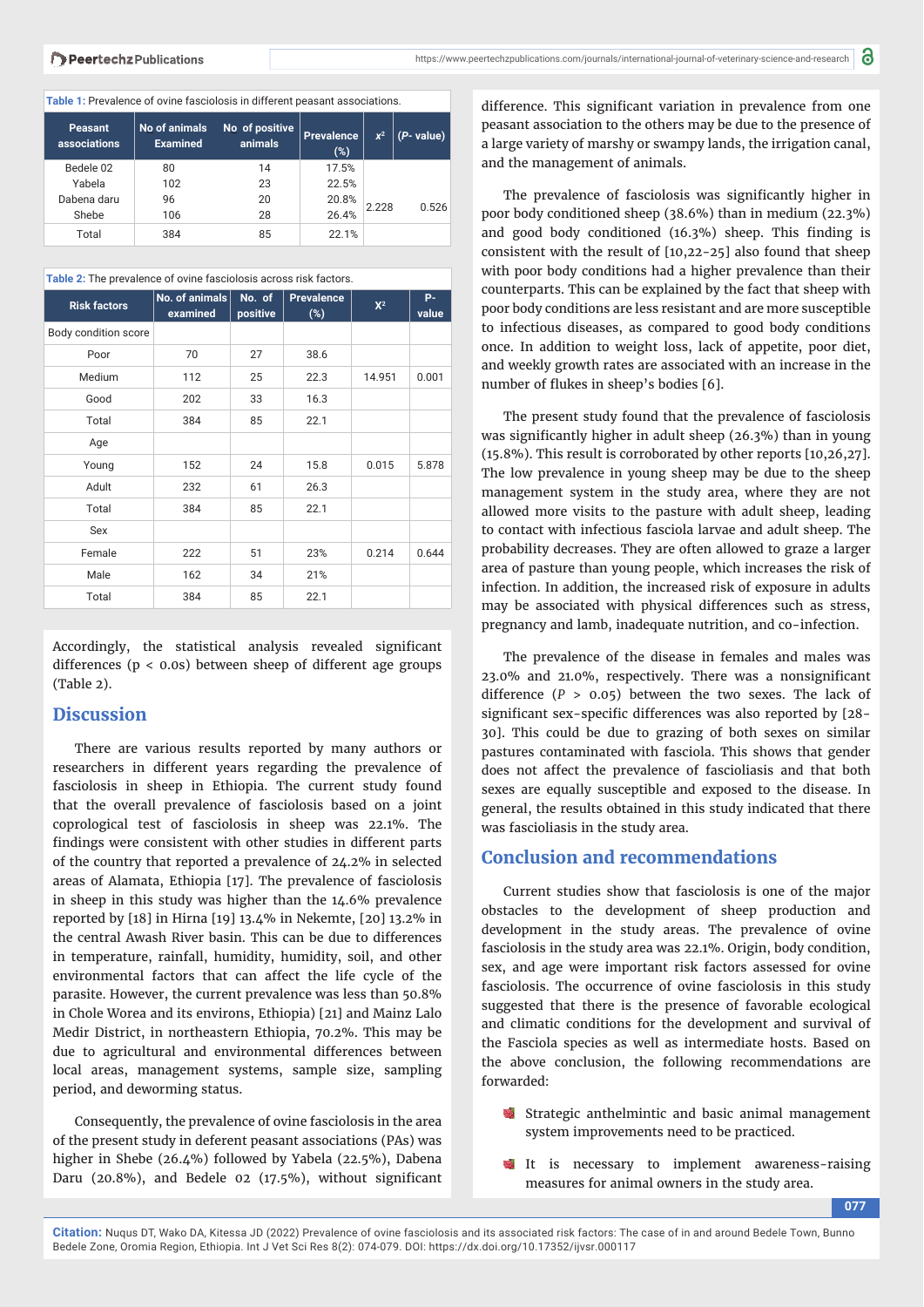Table 1: Prevalence of ovine fasciolosis in different peasant associations.

| Peasant associations | No of animals Examined | No of positive animals | Prevalence (%) | $x^2$ | (P- value) |
|---|---|---|---|---|---|
| Bedele 02 | 80 | 14 | 17.5% | | |
| Yabela | 102 | 23 | 22.5% | | |
| Dabena daru | 96 | 20 | 20.8% | 2.228 | 0.526 |
| Shebe | 106 | 28 | 26.4% | | |
| Total | 384 | 85 | 22.1% | | |

Table 2: The prevalence of ovine fasciolosis across risk factors.

| Risk factors | No. of animals examined | No. of positive | Prevalence (%) | $X^2$ | P-value |
|---|---|---|---|---|---|
| Body condition score | | | | | |
| Poor | 70 | 27 | 38.6 | | |
| Medium | 112 | 25 | 22.3 | 14.951 | 0.001 |
| Good | 202 | 33 | 16.3 | | |
| Total | 384 | 85 | 22.1 | | |
| Age | | | | | |
| Young | 152 | 24 | 15.8 | 0.015 | 5.878 |
| Adult | 232 | 61 | 26.3 | | |
| Total | 384 | 85 | 22.1 | | |
| Sex | | | | | |
| Female | 222 | 51 | 23% | 0.214 | 0.644 |
| Male | 162 | 34 | 21% | | |
| Total | 384 | 85 | 22.1 | | |

Accordingly, the statistical analysis revealed significant differences (p < 0.0s) between sheep of different age groups (Table 2).

## Discussion

There are various results reported by many authors or researchers in different years regarding the prevalence of fasciolosis in sheep in Ethiopia. The current study found that the overall prevalence of fasciolosis based on a joint coprological test of fasciolosis in sheep was 22.1%. The findings were consistent with other studies in different parts of the country that reported a prevalence of 24.2% in selected areas of Alamata, Ethiopia [17]. The prevalence of fasciolosis in sheep in this study was higher than the 14.6% prevalence reported by [18] in Hirna [19] 13.4% in Nekemte, [20] 13.2% in the central Awash River basin. This can be due to differences in temperature, rainfall, humidity, soil, and other environmental factors that can affect the life cycle of the parasite. However, the current prevalence was less than 50.8% in Chole Worea and its environs, Ethiopia) [21] and Mainz Lalo Medir District, in northeastern Ethiopia, 70.2%. This may be due to agricultural and environmental differences between local areas, management systems, sample size, sampling period, and deworming status.

Consequently, the prevalence of ovine fasciolosis in the area of the present study in deferent peasant associations (PAs) was higher in Shebe (26.4%) followed by Yabela (22.5%), Dabena Daru (20.8%), and Bedele 02 (17.5%), without significant difference. This significant variation in prevalence from one peasant association to the others may be due to the presence of a large variety of marshy or swampy lands, the irrigation canal, and the management of animals.

The prevalence of fasciolosis was significantly higher in poor body conditioned sheep (38.6%) than in medium (22.3%) and good body conditioned (16.3%) sheep. This finding is consistent with the result of [10,22-25] also found that sheep with poor body conditions had a higher prevalence than their counterparts. This can be explained by the fact that sheep with poor body conditions are less resistant and are more susceptible to infectious diseases, as compared to good body conditions once. In addition to weight loss, lack of appetite, poor diet, and weekly growth rates are associated with an increase in the number of flukes in sheep's bodies [6].

The present study found that the prevalence of fasciolosis was significantly higher in adult sheep (26.3%) than in young (15.8%). This result is corroborated by other reports [10,26,27]. The low prevalence in young sheep may be due to the sheep management system in the study area, where they are not allowed more visits to the pasture with adult sheep, leading to contact with infectious fasciola larvae and adult sheep. The probability decreases. They are often allowed to graze a larger area of pasture than young people, which increases the risk of infection. In addition, the increased risk of exposure in adults may be associated with physical differences such as stress, pregnancy and lamb, inadequate nutrition, and co-infection.

The prevalence of the disease in females and males was 23.0% and 21.0%, respectively. There was a nonsignificant difference ($P > 0.05$) between the two sexes. The lack of significant sex-specific differences was also reported by [28-30]. This could be due to grazing of both sexes on similar pastures contaminated with fasciola. This shows that gender does not affect the prevalence of fascioliasis and that both sexes are equally susceptible and exposed to the disease. In general, the results obtained in this study indicated that there was fascioliasis in the study area.

## Conclusion and recommendations

Current studies show that fasciolosis is one of the major obstacles to the development of sheep production and development in the study areas. The prevalence of ovine fasciolosis in the study area was 22.1%. Origin, body condition, sex, and age were important risk factors assessed for ovine fasciolosis. The occurrence of ovine fasciolosis in this study suggested that there is the presence of favorable ecological and climatic conditions for the development and survival of the Fasciola species as well as intermediate hosts. Based on the above conclusion, the following recommendations are forwarded:

- Strategic anthelmintic and basic animal management system improvements need to be practiced.
- It is necessary to implement awareness-raising measures for animal owners in the study area.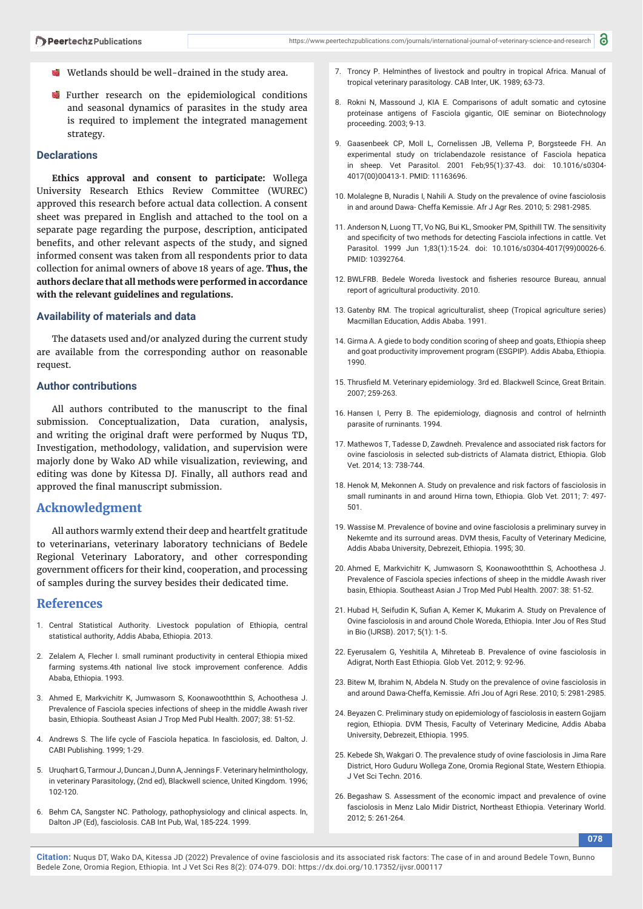- Wetlands should be well-drained in the study area.
- Further research on the epidemiological conditions and seasonal dynamics of parasites in the study area is required to implement the integrated management strategy.

## Declarations

**Ethics approval and consent to participate:** Wollega University Research Ethics Review Committee (WUREC) approved this research before actual data collection. A consent sheet was prepared in English and attached to the tool on a separate page regarding the purpose, description, anticipated benefits, and other relevant aspects of the study, and signed informed consent was taken from all respondents prior to data collection for animal owners of above 18 years of age. **Thus, the authors declare that all methods were performed in accordance with the relevant guidelines and regulations.**

## Availability of materials and data

The datasets used and/or analyzed during the current study are available from the corresponding author on reasonable request.

## Author contributions

All authors contributed to the manuscript to the final submission. Conceptualization, Data curation, analysis, and writing the original draft were performed by Nuqus TD, Investigation, methodology, validation, and supervision were majorly done by Wako AD while visualization, reviewing, and editing was done by Kitessa DJ. Finally, all authors read and approved the final manuscript submission.

# Acknowledgment

All authors warmly extend their deep and heartfelt gratitude to veterinarians, veterinary laboratory technicians of Bedele Regional Veterinary Laboratory, and other corresponding government officers for their kind, cooperation, and processing of samples during the survey besides their dedicated time.

# References

1. Central Statistical Authority. Livestock population of Ethiopia, central statistical authority, Addis Ababa, Ethiopia. 2013.
2. Zelalem A, Flecher I. small ruminant productivity in centeral Ethiopia mixed farming systems.4th national live stock improvement conference. Addis Ababa, Ethiopia. 1993.
3. Ahmed E, Markvichitr K, Jumwasorn S, Koonawoothtthin S, Achoothesa J. Prevalence of Fasciola species infections of sheep in the middle Awash river basin, Ethiopia. Southeast Asian J Trop Med Publ Health. 2007; 38: 51-52.
4. Andrews S. The life cycle of Fasciola hepatica. In fasciolosis, ed. Dalton, J. CABI Publishing. 1999; 1-29.
5. Uruqhart G, Tarmour J, Duncan J, Dunn A, Jennings F. Veterinary helminthology, in veterinary Parasitology, (2nd ed), Blackwell science, United Kingdom. 1996; 102-120.
6. Behm CA, Sangster NC. Pathology, pathophysiology and clinical aspects. In, Dalton JP (Ed), fasciolosis. CAB Int Pub, Wal, 185-224. 1999.
7. Troncy P. Helminthes of livestock and poultry in tropical Africa. Manual of tropical veterinary parasitology. CAB Inter, UK. 1989; 63-73.
8. Rokni N, Massound J, KIA E. Comparisons of adult somatic and cytosine proteinase antigens of Fasciola gigantic, OIE seminar on Biotechnology proceeding. 2003; 9-13.
9. Gaasenbeek CP, Moll L, Cornelissen JB, Vellema P, Borgsteede FH. An experimental study on triclabendazole resistance of Fasciola hepatica in sheep. Vet Parasitol. 2001 Feb;95(1):37-43. doi: 10.1016/s0304-4017(00)00413-1. PMID: 11163696.
10. Molalegne B, Nuradis I, Nahili A. Study on the prevalence of ovine fasciolosis in and around Dawa- Cheffa Kemissie. Afr J Agr Res. 2010; 5: 2981-2985.
11. Anderson N, Luong TT, Vo NG, Bui KL, Smooker PM, Spithill TW. The sensitivity and specificity of two methods for detecting Fasciola infections in cattle. Vet Parasitol. 1999 Jun 1;83(1):15-24. doi: 10.1016/s0304-4017(99)00026-6. PMID: 10392764.
12. BWLFRB. Bedele Woreda livestock and fisheries resource Bureau, annual report of agricultural productivity. 2010.
13. Gatenby RM. The tropical agriculturalist, sheep (Tropical agriculture series) Macmillan Education, Addis Ababa. 1991.
14. Girma A. A giede to body condition scoring of sheep and goats, Ethiopia sheep and goat productivity improvement program (ESGPIP). Addis Ababa, Ethiopia. 1990.
15. Thrusfield M. Veterinary epidemiology. 3rd ed. Blackwell Scince, Great Britain. 2007; 259-263.
16. Hansen I, Perry B. The epidemiology, diagnosis and control of helminth parasite of rurninants. 1994.
17. Mathewos T, Tadesse D, Zawdneh. Prevalence and associated risk factors for ovine fasciolosis in selected sub-districts of Alamata district, Ethiopia. Glob Vet. 2014; 13: 738-744.
18. Henok M, Mekonnen A. Study on prevalence and risk factors of fasciolosis in small ruminants in and around Hirna town, Ethiopia. Glob Vet. 2011; 7: 497-501.
19. Wassise M. Prevalence of bovine and ovine fasciolosis a preliminary survey in Nekemte and its surround areas. DVM thesis, Faculty of Veterinary Medicine, Addis Ababa University, Debrezeit, Ethiopia. 1995; 30.
20. Ahmed E, Markvichitr K, Jumwasorn S, Koonawoothtthin S, Achoothesa J. Prevalence of Fasciola species infections of sheep in the middle Awash river basin, Ethiopia. Southeast Asian J Trop Med Publ Health. 2007: 38: 51-52.
21. Hubad H, Seifudin K, Sufian A, Kemer K, Mukarim A. Study on Prevalence of Ovine fasciolosis in and around Chole Woreda, Ethiopia. Inter Jou of Res Stud in Bio (IJRSB). 2017; 5(1): 1-5.
22. Eyerusalem G, Yeshitila A, Mihreteab B. Prevalence of ovine fasciolosis in Adigrat, North East Ethiopia. Glob Vet. 2012; 9: 92-96.
23. Bitew M, Ibrahim N, Abdela N. Study on the prevalence of ovine fasciolosis in and around Dawa-Cheffa, Kemissie. Afri Jou of Agri Rese. 2010; 5: 2981-2985.
24. Beyazen C. Preliminary study on epidemiology of fasciolosis in eastern Gojjam region, Ethiopia. DVM Thesis, Faculty of Veterinary Medicine, Addis Ababa University, Debrezeit, Ethiopia. 1995.
25. Kebede Sh, Wakgari O. The prevalence study of ovine fasciolosis in Jima Rare District, Horo Guduru Wollega Zone, Oromia Regional State, Western Ethiopia. J Vet Sci Techn. 2016.
26. Begashaw S. Assessment of the economic impact and prevalence of ovine fasciolosis in Menz Lalo Midir District, Northeast Ethiopia. Veterinary World. 2012; 5: 261-264.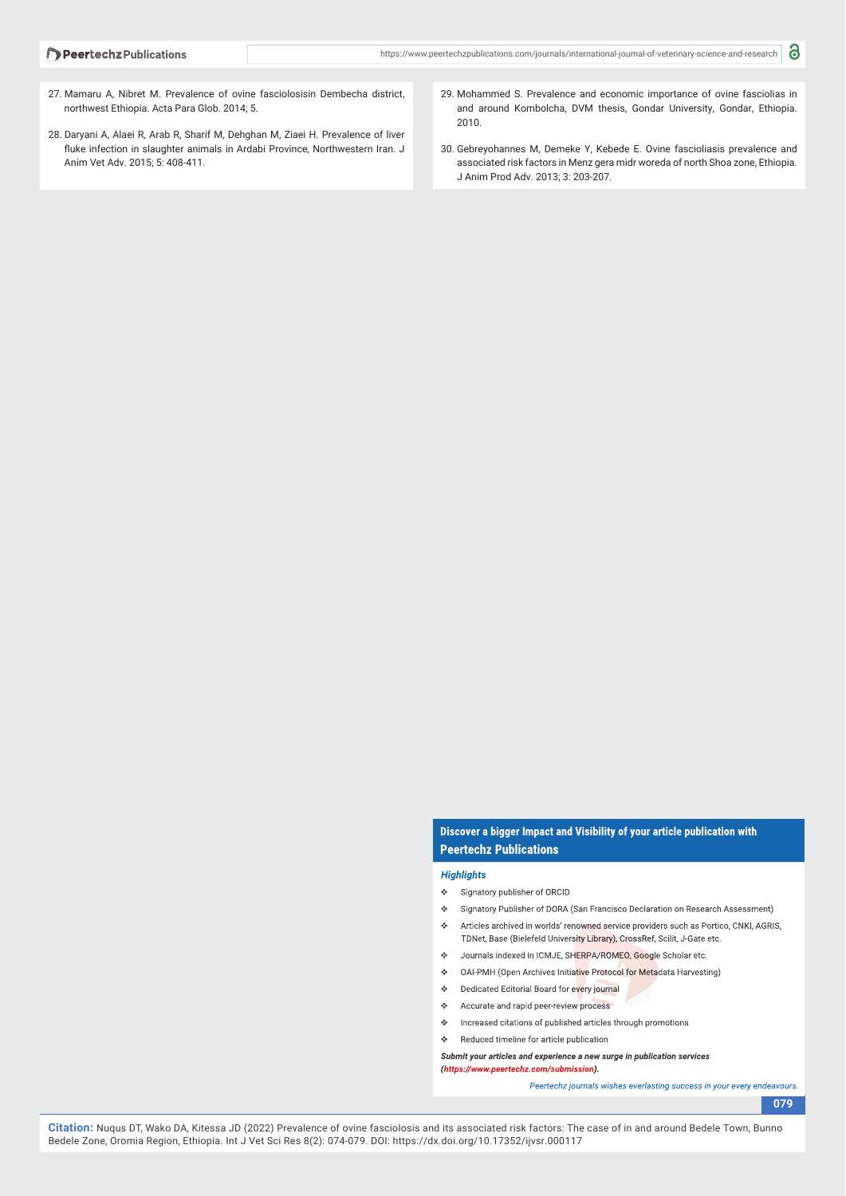27. Mamaru A, Nibret M. Prevalence of ovine fasciolosisin Dembecha district, northwest Ethiopia. Acta Para Glob. 2014; 5.

28. Daryani A, Alaei R, Arab R, Sharif M, Dehghan M, Ziaei H. Prevalence of liver fluke infection in slaughter animals in Ardabi Province, Northwestern Iran. J Anim Vet Adv. 2015; 5: 408-411.

29. Mohammed S. Prevalence and economic importance of ovine fasciolias in and around Kombolcha, DVM thesis, Gondar University, Gondar, Ethiopia. 2010.

30. Gebreyohannes M, Demeke Y, Kebede E. Ovine fascioliasis prevalence and associated risk factors in Menz gera midr woreda of north Shoa zone, Ethiopia. J Anim Prod Adv. 2013; 3: 203-207.

**Discover a bigger Impact and Visibility of your article publication with Peertechz Publications**

***Highlights***

- Signatory publisher of ORCID
- Signatory Publisher of DORA (San Francisco Declaration on Research Assessment)
- Articles archived in worlds' renowned service providers such as Portico, CNKI, AGRIS, TDNet, Base (Bielefeld University Library), CrossRef, Scilit, J-Gate etc.
- Journals indexed in ICMJE, SHERPA/ROMEO, Google Scholar etc.
- OAI-PMH (Open Archives Initiative Protocol for Metadata Harvesting)
- Dedicated Editorial Board for every journal
- Accurate and rapid peer-review process
- Increased citations of published articles through promotions
- Reduced timeline for article publication

***Submit your articles and experience a new surge in publication services (https://www.peertechz.com/submission).***

*Peertechz journals wishes everlasting success in your every endeavours.*

**Citation:** Nuqus DT, Wako DA, Kitessa JD (2022) Prevalence of ovine fasciolosis and its associated risk factors: The case of in and around Bedele Town, Bunno Bedele Zone, Oromia Region, Ethiopia. Int J Vet Sci Res 8(2): 074-079. DOI: https://dx.doi.org/10.17352/ijvsr.000117